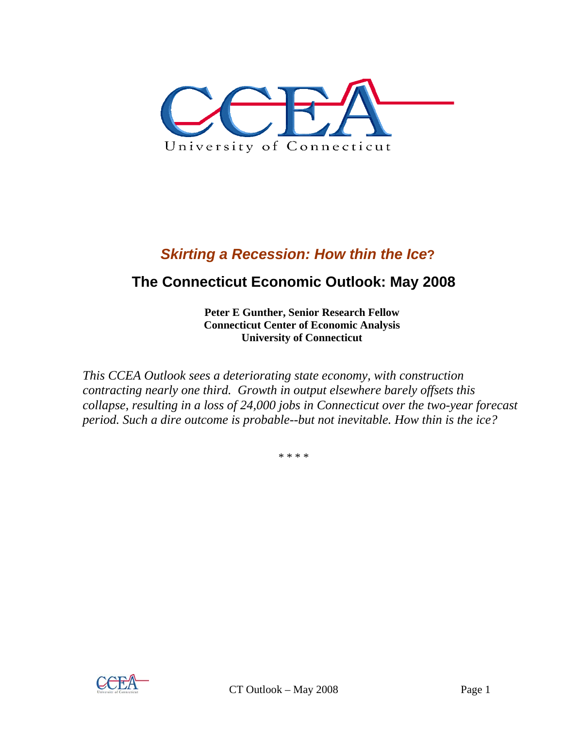CCEA

University of Connecticut

## *Skirting a Recession: How thin the Ice?*

# The Connecticut Economic Outlook: May 2008

**Peter E Gunther, Senior Research Fellow**
**Connecticut Center of Economic Analysis**
**University of Connecticut**

*This CCEA Outlook sees a deteriorating state economy, with construction contracting nearly one third. Growth in output elsewhere barely offsets this collapse, resulting in a loss of 24,000 jobs in Connecticut over the two-year forecast period. Such a dire outcome is probable--but not inevitable. How thin is the ice?*

\* \* \* \*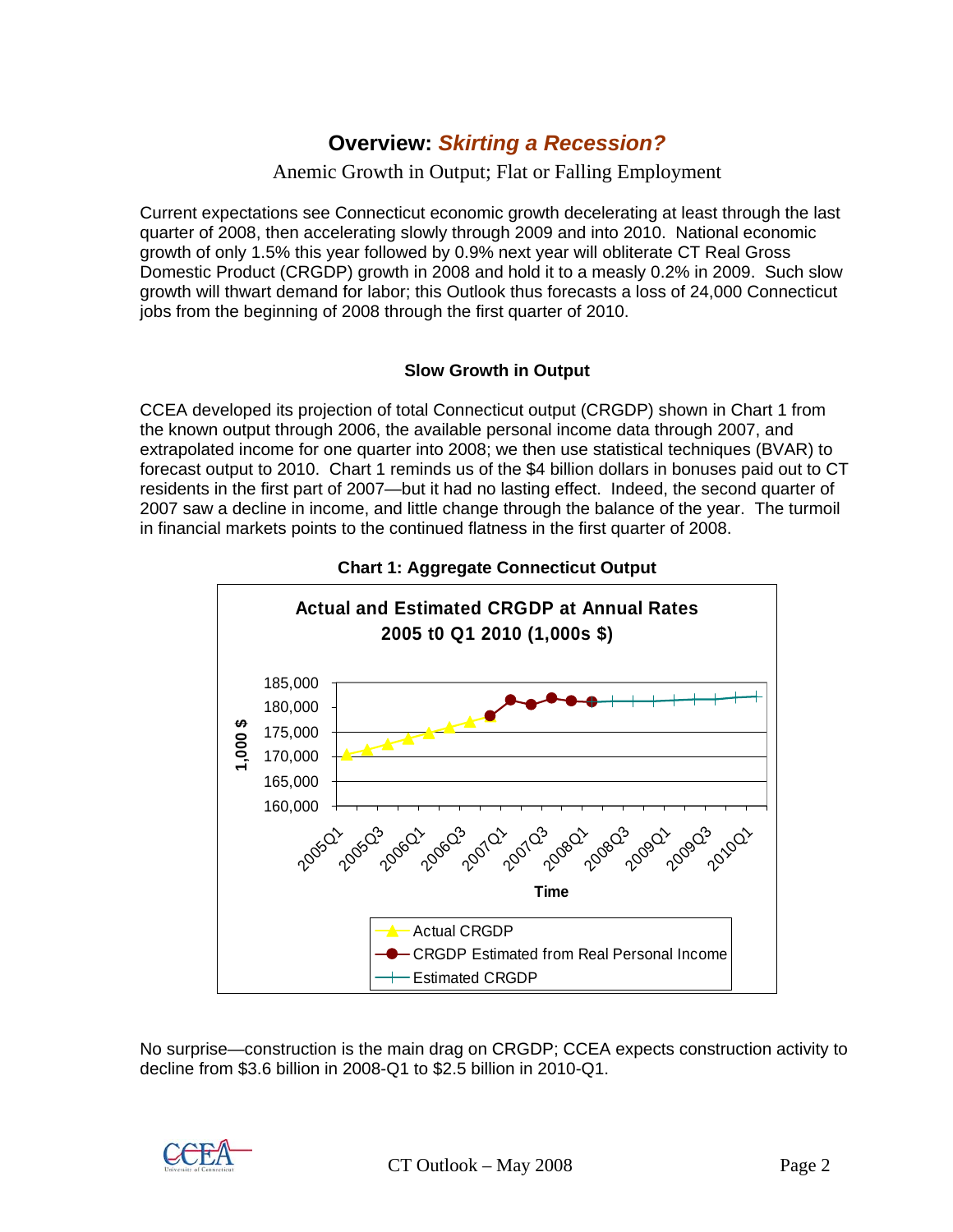## Overview: *Skirting a Recession?*

Anemic Growth in Output; Flat or Falling Employment

Current expectations see Connecticut economic growth decelerating at least through the last quarter of 2008, then accelerating slowly through 2009 and into 2010. National economic growth of only 1.5% this year followed by 0.9% next year will obliterate CT Real Gross Domestic Product (CRGDP) growth in 2008 and hold it to a measly 0.2% in 2009. Such slow growth will thwart demand for labor; this Outlook thus forecasts a loss of 24,000 Connecticut jobs from the beginning of 2008 through the first quarter of 2010.

### Slow Growth in Output

CCEA developed its projection of total Connecticut output (CRGDP) shown in Chart 1 from the known output through 2006, the available personal income data through 2007, and extrapolated income for one quarter into 2008; we then use statistical techniques (BVAR) to forecast output to 2010. Chart 1 reminds us of the $4 billion dollars in bonuses paid out to CT residents in the first part of 2007—but it had no lasting effect. Indeed, the second quarter of 2007 saw a decline in income, and little change through the balance of the year. The turmoil in financial markets points to the continued flatness in the first quarter of 2008.

**Chart 1: Aggregate Connecticut Output**

**Actual and Estimated CRGDP at Annual Rates 2005 t0 Q1 2010 (1,000s $)**

No surprise—construction is the main drag on CRGDP; CCEA expects construction activity to decline from $3.6 billion in 2008-Q1 to $2.5 billion in 2010-Q1.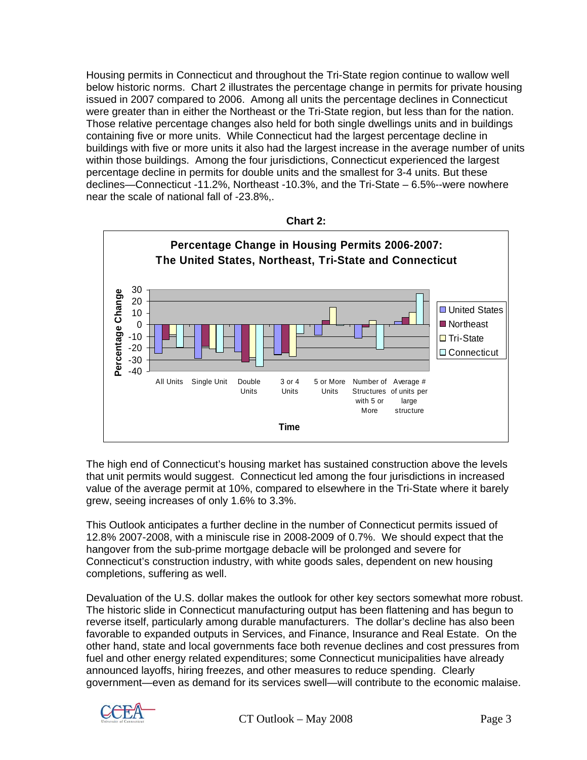Housing permits in Connecticut and throughout the Tri-State region continue to wallow well below historic norms. Chart 2 illustrates the percentage change in permits for private housing issued in 2007 compared to 2006. Among all units the percentage declines in Connecticut were greater than in either the Northeast or the Tri-State region, but less than for the nation. Those relative percentage changes also held for both single dwellings units and in buildings containing five or more units. While Connecticut had the largest percentage decline in buildings with five or more units it also had the largest increase in the average number of units within those buildings. Among the four jurisdictions, Connecticut experienced the largest percentage decline in permits for double units and the smallest for 3-4 units. But these declines—Connecticut -11.2%, Northeast -10.3%, and the Tri-State – 6.5%--were nowhere near the scale of national fall of -23.8%,.

**Chart 2:**

**Percentage Change in Housing Permits 2006-2007: The United States, Northeast, Tri-State and Connecticut**

The high end of Connecticut's housing market has sustained construction above the levels that unit permits would suggest. Connecticut led among the four jurisdictions in increased value of the average permit at 10%, compared to elsewhere in the Tri-State where it barely grew, seeing increases of only 1.6% to 3.3%.

This Outlook anticipates a further decline in the number of Connecticut permits issued of 12.8% 2007-2008, with a miniscule rise in 2008-2009 of 0.7%. We should expect that the hangover from the sub-prime mortgage debacle will be prolonged and severe for Connecticut's construction industry, with white goods sales, dependent on new housing completions, suffering as well.

Devaluation of the U.S. dollar makes the outlook for other key sectors somewhat more robust. The historic slide in Connecticut manufacturing output has been flattening and has begun to reverse itself, particularly among durable manufacturers. The dollar's decline has also been favorable to expanded outputs in Services, and Finance, Insurance and Real Estate. On the other hand, state and local governments face both revenue declines and cost pressures from fuel and other energy related expenditures; some Connecticut municipalities have already announced layoffs, hiring freezes, and other measures to reduce spending. Clearly government—even as demand for its services swell—will contribute to the economic malaise.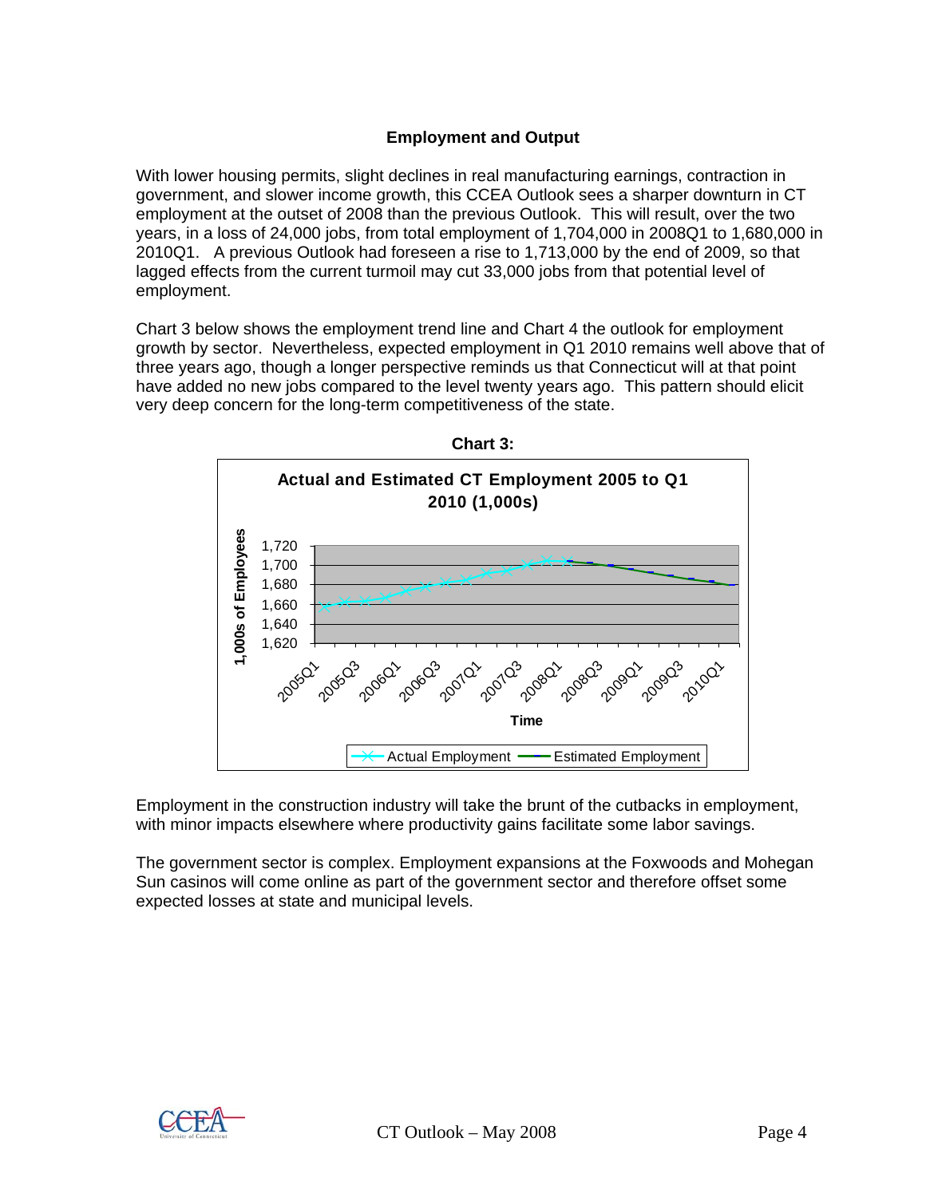### Employment and Output

With lower housing permits, slight declines in real manufacturing earnings, contraction in government, and slower income growth, this CCEA Outlook sees a sharper downturn in CT employment at the outset of 2008 than the previous Outlook. This will result, over the two years, in a loss of 24,000 jobs, from total employment of 1,704,000 in 2008Q1 to 1,680,000 in 2010Q1. A previous Outlook had foreseen a rise to 1,713,000 by the end of 2009, so that lagged effects from the current turmoil may cut 33,000 jobs from that potential level of employment.

Chart 3 below shows the employment trend line and Chart 4 the outlook for employment growth by sector. Nevertheless, expected employment in Q1 2010 remains well above that of three years ago, though a longer perspective reminds us that Connecticut will at that point have added no new jobs compared to the level twenty years ago. This pattern should elicit very deep concern for the long-term competitiveness of the state.

**Chart 3:**

**Actual and Estimated CT Employment 2005 to Q1 2010 (1,000s)**

Employment in the construction industry will take the brunt of the cutbacks in employment, with minor impacts elsewhere where productivity gains facilitate some labor savings.

The government sector is complex. Employment expansions at the Foxwoods and Mohegan Sun casinos will come online as part of the government sector and therefore offset some expected losses at state and municipal levels.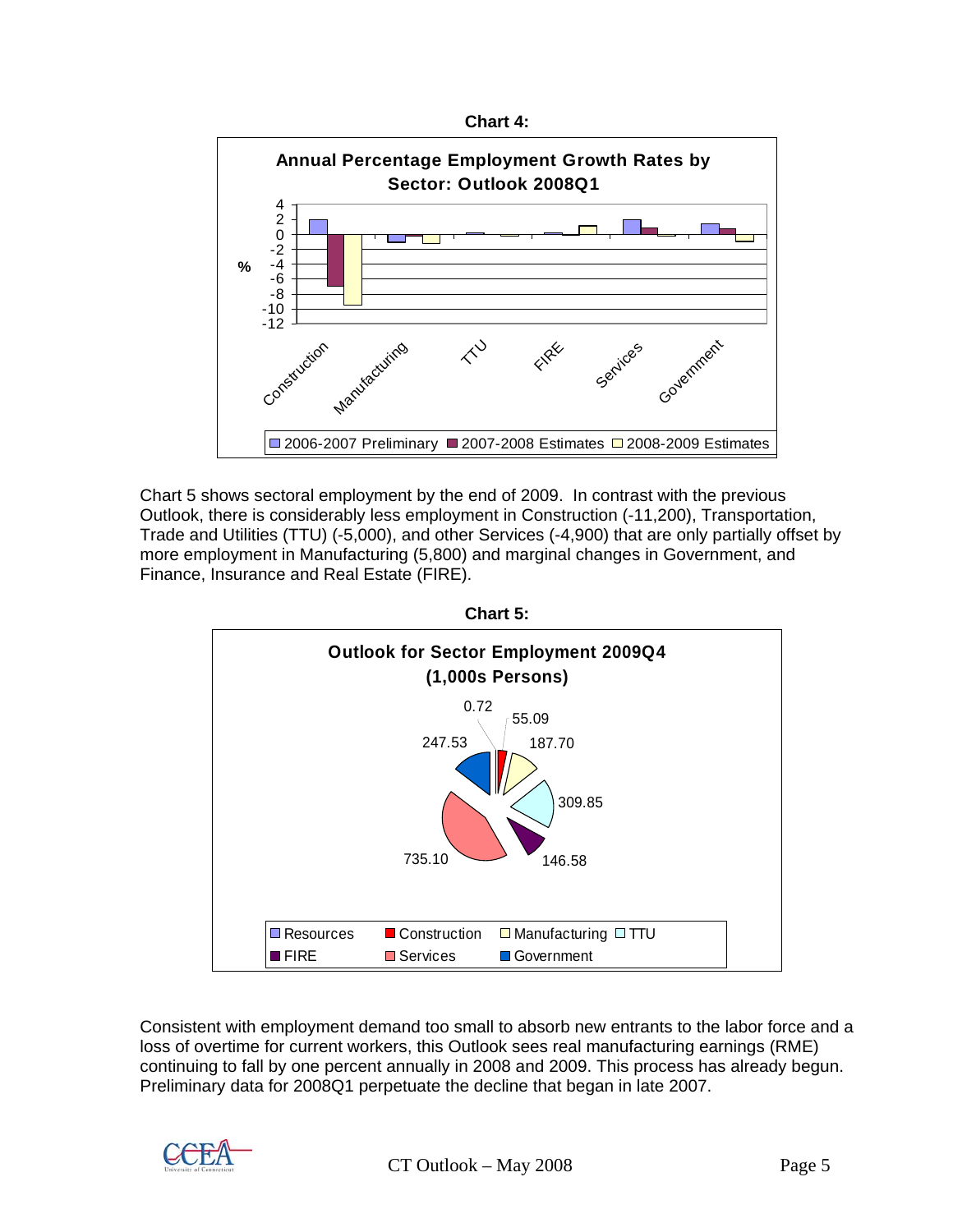**Chart 4:**

**Annual Percentage Employment Growth Rates by Sector: Outlook 2008Q1**

Chart 5 shows sectoral employment by the end of 2009. In contrast with the previous Outlook, there is considerably less employment in Construction (-11,200), Transportation, Trade and Utilities (TTU) (-5,000), and other Services (-4,900) that are only partially offset by more employment in Manufacturing (5,800) and marginal changes in Government, and Finance, Insurance and Real Estate (FIRE).

**Chart 5:**

**Outlook for Sector Employment 2009Q4 (1,000s Persons)**

Consistent with employment demand too small to absorb new entrants to the labor force and a loss of overtime for current workers, this Outlook sees real manufacturing earnings (RME) continuing to fall by one percent annually in 2008 and 2009. This process has already begun. Preliminary data for 2008Q1 perpetuate the decline that began in late 2007.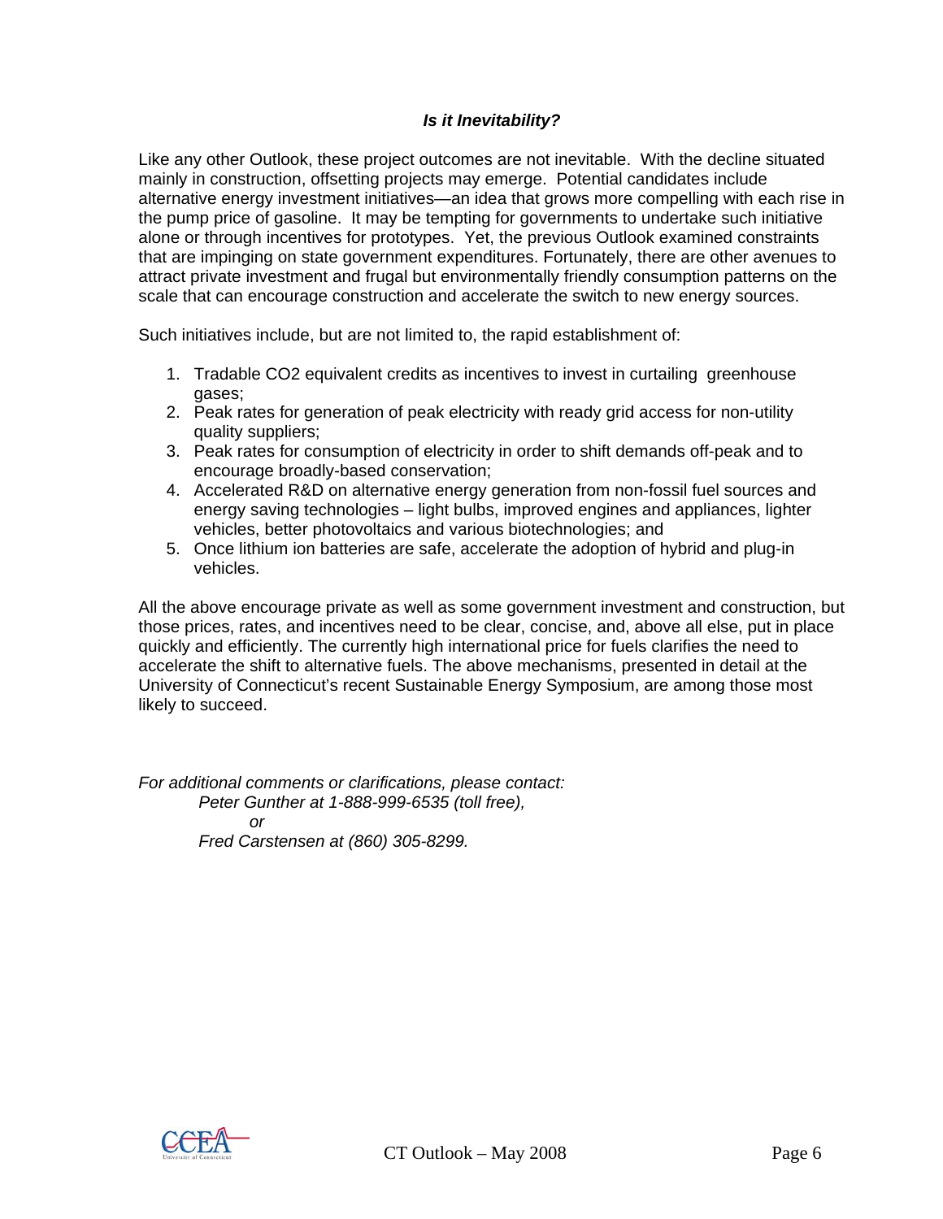### ***Is it Inevitability?***

Like any other Outlook, these project outcomes are not inevitable. With the decline situated mainly in construction, offsetting projects may emerge. Potential candidates include alternative energy investment initiatives—an idea that grows more compelling with each rise in the pump price of gasoline. It may be tempting for governments to undertake such initiative alone or through incentives for prototypes. Yet, the previous Outlook examined constraints that are impinging on state government expenditures. Fortunately, there are other avenues to attract private investment and frugal but environmentally friendly consumption patterns on the scale that can encourage construction and accelerate the switch to new energy sources.

Such initiatives include, but are not limited to, the rapid establishment of:

1. Tradable CO2 equivalent credits as incentives to invest in curtailing greenhouse gases;
2. Peak rates for generation of peak electricity with ready grid access for non-utility quality suppliers;
3. Peak rates for consumption of electricity in order to shift demands off-peak and to encourage broadly-based conservation;
4. Accelerated R&D on alternative energy generation from non-fossil fuel sources and energy saving technologies – light bulbs, improved engines and appliances, lighter vehicles, better photovoltaics and various biotechnologies; and
5. Once lithium ion batteries are safe, accelerate the adoption of hybrid and plug-in vehicles.

All the above encourage private as well as some government investment and construction, but those prices, rates, and incentives need to be clear, concise, and, above all else, put in place quickly and efficiently. The currently high international price for fuels clarifies the need to accelerate the shift to alternative fuels. The above mechanisms, presented in detail at the University of Connecticut's recent Sustainable Energy Symposium, are among those most likely to succeed.

*For additional comments or clarifications, please contact:*
*Peter Gunther at 1-888-999-6535 (toll free),*
*or*
*Fred Carstensen at (860) 305-8299.*